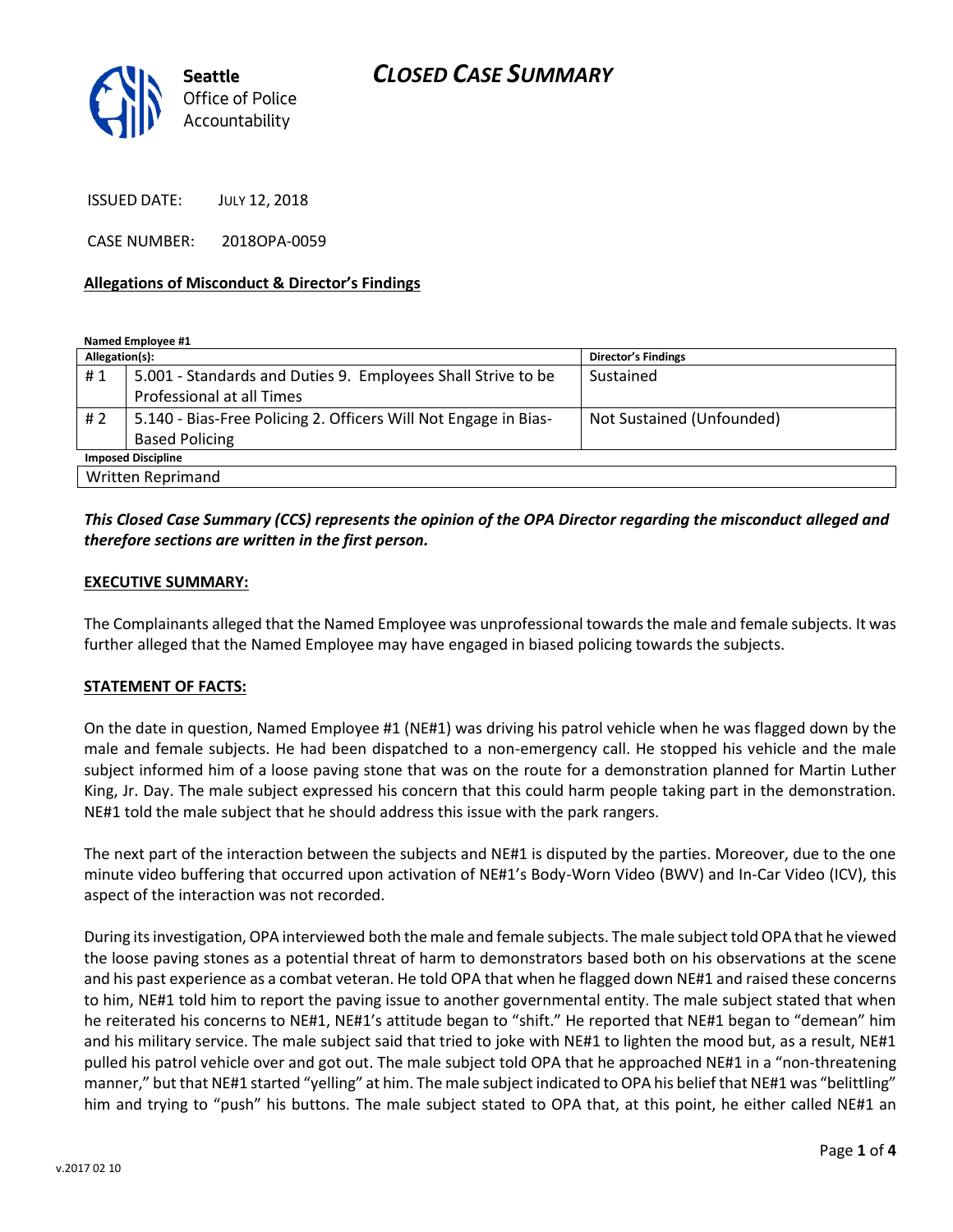# CLOSED CASE SUMMARY

Seattle Office of Police Accountability

ISSUED DATE: JULY 12, 2018

CASE NUMBER: 2018OPA-0059

## Allegations of Misconduct & Director's Findings

**Named Employee #1**

| Allegation(s): | | Director's Findings |
|---|---|---|
| # 1 | 5.001 - Standards and Duties 9. Employees Shall Strive to be Professional at all Times | Sustained |
| # 2 | 5.140 - Bias-Free Policing 2. Officers Will Not Engage in Bias-Based Policing | Not Sustained (Unfounded) |

**Imposed Discipline**

Written Reprimand

***This Closed Case Summary (CCS) represents the opinion of the OPA Director regarding the misconduct alleged and therefore sections are written in the first person.***

**EXECUTIVE SUMMARY:**

The Complainants alleged that the Named Employee was unprofessional towards the male and female subjects. It was further alleged that the Named Employee may have engaged in biased policing towards the subjects.

**STATEMENT OF FACTS:**

On the date in question, Named Employee #1 (NE#1) was driving his patrol vehicle when he was flagged down by the male and female subjects. He had been dispatched to a non-emergency call. He stopped his vehicle and the male subject informed him of a loose paving stone that was on the route for a demonstration planned for Martin Luther King, Jr. Day. The male subject expressed his concern that this could harm people taking part in the demonstration. NE#1 told the male subject that he should address this issue with the park rangers.

The next part of the interaction between the subjects and NE#1 is disputed by the parties. Moreover, due to the one minute video buffering that occurred upon activation of NE#1's Body-Worn Video (BWV) and In-Car Video (ICV), this aspect of the interaction was not recorded.

During its investigation, OPA interviewed both the male and female subjects. The male subject told OPA that he viewed the loose paving stones as a potential threat of harm to demonstrators based both on his observations at the scene and his past experience as a combat veteran. He told OPA that when he flagged down NE#1 and raised these concerns to him, NE#1 told him to report the paving issue to another governmental entity. The male subject stated that when he reiterated his concerns to NE#1, NE#1's attitude began to "shift." He reported that NE#1 began to "demean" him and his military service. The male subject said that tried to joke with NE#1 to lighten the mood but, as a result, NE#1 pulled his patrol vehicle over and got out. The male subject told OPA that he approached NE#1 in a "non-threatening manner," but that NE#1 started "yelling" at him. The male subject indicated to OPA his belief that NE#1 was "belittling" him and trying to "push" his buttons. The male subject stated to OPA that, at this point, he either called NE#1 an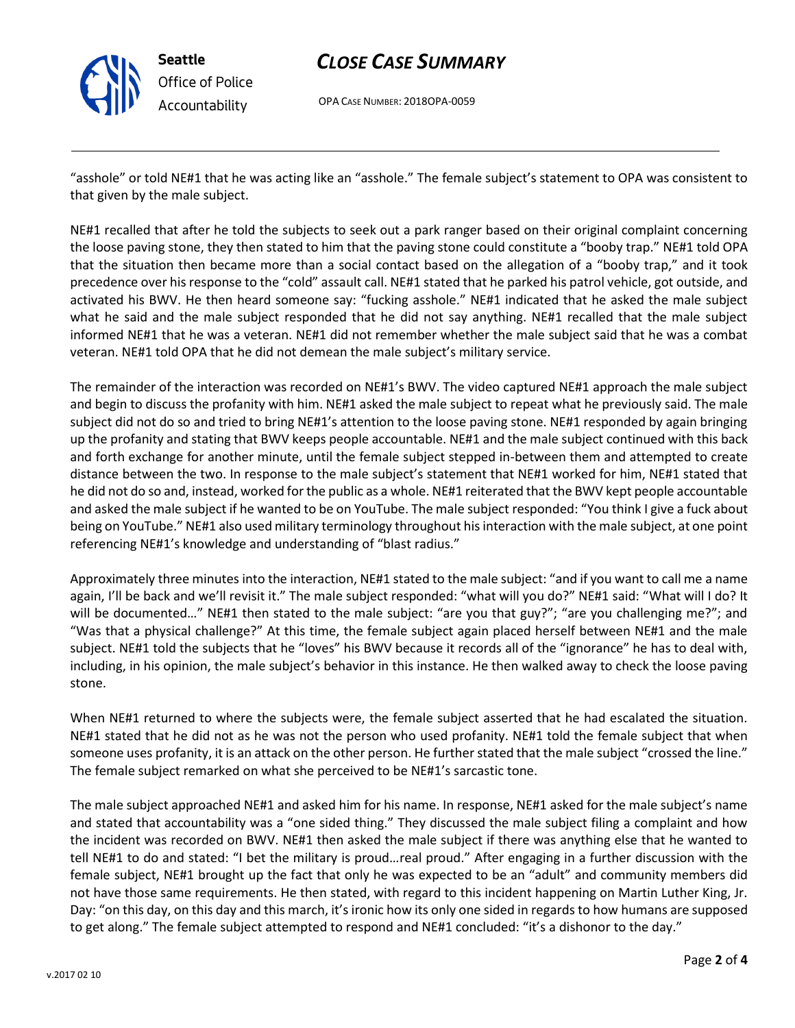"asshole" or told NE#1 that he was acting like an "asshole." The female subject's statement to OPA was consistent to that given by the male subject.

NE#1 recalled that after he told the subjects to seek out a park ranger based on their original complaint concerning the loose paving stone, they then stated to him that the paving stone could constitute a "booby trap." NE#1 told OPA that the situation then became more than a social contact based on the allegation of a "booby trap," and it took precedence over his response to the "cold" assault call. NE#1 stated that he parked his patrol vehicle, got outside, and activated his BWV. He then heard someone say: "fucking asshole." NE#1 indicated that he asked the male subject what he said and the male subject responded that he did not say anything. NE#1 recalled that the male subject informed NE#1 that he was a veteran. NE#1 did not remember whether the male subject said that he was a combat veteran. NE#1 told OPA that he did not demean the male subject's military service.

The remainder of the interaction was recorded on NE#1's BWV. The video captured NE#1 approach the male subject and begin to discuss the profanity with him. NE#1 asked the male subject to repeat what he previously said. The male subject did not do so and tried to bring NE#1's attention to the loose paving stone. NE#1 responded by again bringing up the profanity and stating that BWV keeps people accountable. NE#1 and the male subject continued with this back and forth exchange for another minute, until the female subject stepped in-between them and attempted to create distance between the two. In response to the male subject's statement that NE#1 worked for him, NE#1 stated that he did not do so and, instead, worked for the public as a whole. NE#1 reiterated that the BWV kept people accountable and asked the male subject if he wanted to be on YouTube. The male subject responded: "You think I give a fuck about being on YouTube." NE#1 also used military terminology throughout his interaction with the male subject, at one point referencing NE#1's knowledge and understanding of "blast radius."

Approximately three minutes into the interaction, NE#1 stated to the male subject: "and if you want to call me a name again, I'll be back and we'll revisit it." The male subject responded: "what will you do?" NE#1 said: "What will I do? It will be documented…" NE#1 then stated to the male subject: "are you that guy?"; "are you challenging me?"; and "Was that a physical challenge?" At this time, the female subject again placed herself between NE#1 and the male subject. NE#1 told the subjects that he "loves" his BWV because it records all of the "ignorance" he has to deal with, including, in his opinion, the male subject's behavior in this instance. He then walked away to check the loose paving stone.

When NE#1 returned to where the subjects were, the female subject asserted that he had escalated the situation. NE#1 stated that he did not as he was not the person who used profanity. NE#1 told the female subject that when someone uses profanity, it is an attack on the other person. He further stated that the male subject "crossed the line." The female subject remarked on what she perceived to be NE#1's sarcastic tone.

The male subject approached NE#1 and asked him for his name. In response, NE#1 asked for the male subject's name and stated that accountability was a "one sided thing." They discussed the male subject filing a complaint and how the incident was recorded on BWV. NE#1 then asked the male subject if there was anything else that he wanted to tell NE#1 to do and stated: "I bet the military is proud…real proud." After engaging in a further discussion with the female subject, NE#1 brought up the fact that only he was expected to be an "adult" and community members did not have those same requirements. He then stated, with regard to this incident happening on Martin Luther King, Jr. Day: "on this day, on this day and this march, it's ironic how its only one sided in regards to how humans are supposed to get along." The female subject attempted to respond and NE#1 concluded: "it's a dishonor to the day."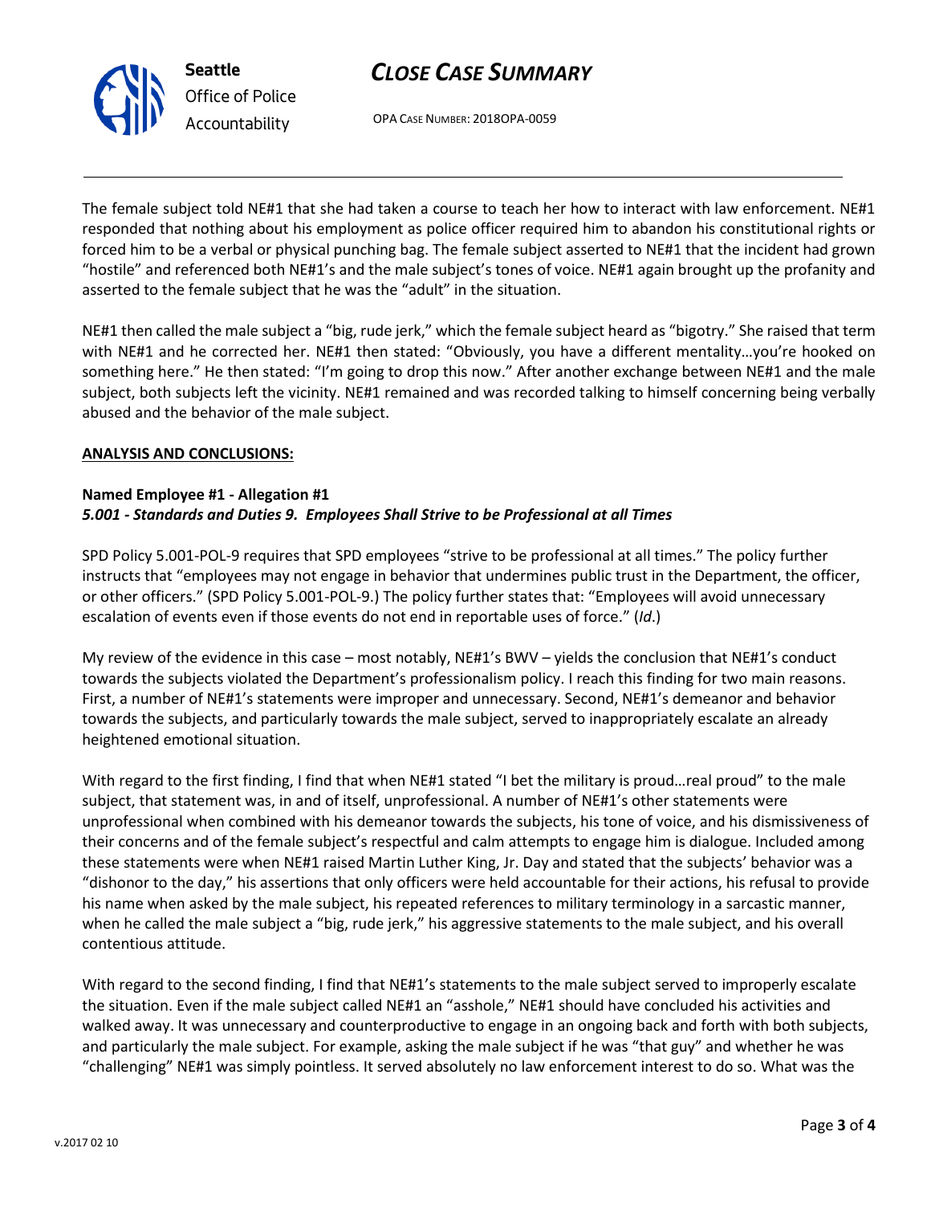The female subject told NE#1 that she had taken a course to teach her how to interact with law enforcement. NE#1 responded that nothing about his employment as police officer required him to abandon his constitutional rights or forced him to be a verbal or physical punching bag. The female subject asserted to NE#1 that the incident had grown "hostile" and referenced both NE#1's and the male subject's tones of voice. NE#1 again brought up the profanity and asserted to the female subject that he was the "adult" in the situation.

NE#1 then called the male subject a "big, rude jerk," which the female subject heard as "bigotry." She raised that term with NE#1 and he corrected her. NE#1 then stated: "Obviously, you have a different mentality…you're hooked on something here." He then stated: "I'm going to drop this now." After another exchange between NE#1 and the male subject, both subjects left the vicinity. NE#1 remained and was recorded talking to himself concerning being verbally abused and the behavior of the male subject.

**ANALYSIS AND CONCLUSIONS:**

**Named Employee #1 - Allegation #1**
***5.001 - Standards and Duties 9. Employees Shall Strive to be Professional at all Times***

SPD Policy 5.001-POL-9 requires that SPD employees "strive to be professional at all times." The policy further instructs that "employees may not engage in behavior that undermines public trust in the Department, the officer, or other officers." (SPD Policy 5.001-POL-9.) The policy further states that: "Employees will avoid unnecessary escalation of events even if those events do not end in reportable uses of force." (*Id.*)

My review of the evidence in this case – most notably, NE#1's BWV – yields the conclusion that NE#1's conduct towards the subjects violated the Department's professionalism policy. I reach this finding for two main reasons. First, a number of NE#1's statements were improper and unnecessary. Second, NE#1's demeanor and behavior towards the subjects, and particularly towards the male subject, served to inappropriately escalate an already heightened emotional situation.

With regard to the first finding, I find that when NE#1 stated "I bet the military is proud…real proud" to the male subject, that statement was, in and of itself, unprofessional. A number of NE#1's other statements were unprofessional when combined with his demeanor towards the subjects, his tone of voice, and his dismissiveness of their concerns and of the female subject's respectful and calm attempts to engage him is dialogue. Included among these statements were when NE#1 raised Martin Luther King, Jr. Day and stated that the subjects' behavior was a "dishonor to the day," his assertions that only officers were held accountable for their actions, his refusal to provide his name when asked by the male subject, his repeated references to military terminology in a sarcastic manner, when he called the male subject a "big, rude jerk," his aggressive statements to the male subject, and his overall contentious attitude.

With regard to the second finding, I find that NE#1's statements to the male subject served to improperly escalate the situation. Even if the male subject called NE#1 an "asshole," NE#1 should have concluded his activities and walked away. It was unnecessary and counterproductive to engage in an ongoing back and forth with both subjects, and particularly the male subject. For example, asking the male subject if he was "that guy" and whether he was "challenging" NE#1 was simply pointless. It served absolutely no law enforcement interest to do so. What was the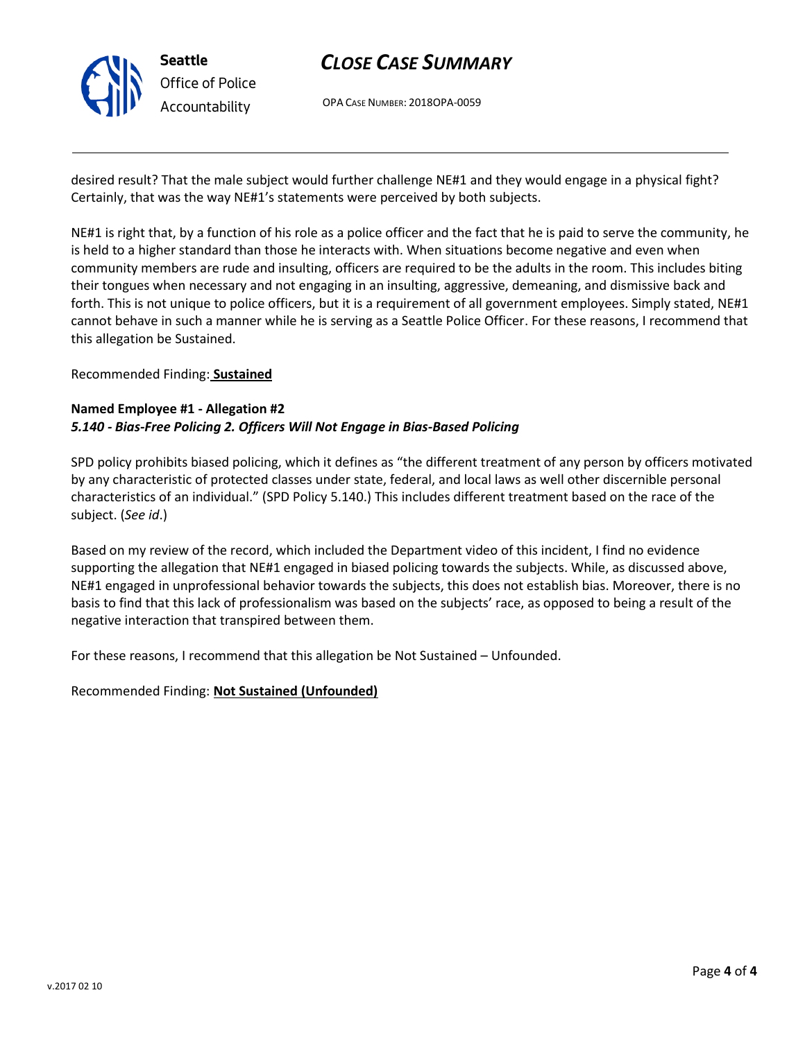desired result? That the male subject would further challenge NE#1 and they would engage in a physical fight? Certainly, that was the way NE#1's statements were perceived by both subjects.

NE#1 is right that, by a function of his role as a police officer and the fact that he is paid to serve the community, he is held to a higher standard than those he interacts with. When situations become negative and even when community members are rude and insulting, officers are required to be the adults in the room. This includes biting their tongues when necessary and not engaging in an insulting, aggressive, demeaning, and dismissive back and forth. This is not unique to police officers, but it is a requirement of all government employees. Simply stated, NE#1 cannot behave in such a manner while he is serving as a Seattle Police Officer. For these reasons, I recommend that this allegation be Sustained.

Recommended Finding: **Sustained**

**Named Employee #1 - Allegation #2**
***5.140 - Bias-Free Policing 2. Officers Will Not Engage in Bias-Based Policing***

SPD policy prohibits biased policing, which it defines as "the different treatment of any person by officers motivated by any characteristic of protected classes under state, federal, and local laws as well other discernible personal characteristics of an individual." (SPD Policy 5.140.) This includes different treatment based on the race of the subject. (*See id*.)

Based on my review of the record, which included the Department video of this incident, I find no evidence supporting the allegation that NE#1 engaged in biased policing towards the subjects. While, as discussed above, NE#1 engaged in unprofessional behavior towards the subjects, this does not establish bias. Moreover, there is no basis to find that this lack of professionalism was based on the subjects' race, as opposed to being a result of the negative interaction that transpired between them.

For these reasons, I recommend that this allegation be Not Sustained – Unfounded.

Recommended Finding: **Not Sustained (Unfounded)**